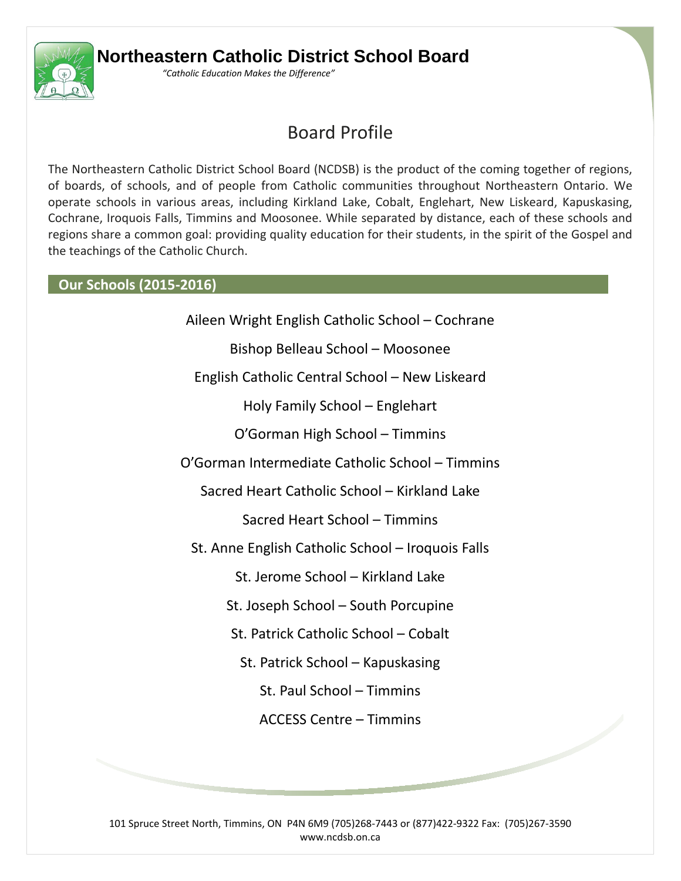# Northeastern Catholic District School Board

*"Catholic Education Makes the Difference"*

## Board Profile

The Northeastern Catholic District School Board (NCDSB) is the product of the coming together of regions, of boards, of schools, and of people from Catholic communities throughout Northeastern Ontario. We operate schools in various areas, including Kirkland Lake, Cobalt, Englehart, New Liskeard, Kapuskasing, Cochrane, Iroquois Falls, Timmins and Moosonee. While separated by distance, each of these schools and regions share a common goal: providing quality education for their students, in the spirit of the Gospel and the teachings of the Catholic Church.

### Our Schools (2015-2016)

Aileen Wright English Catholic School – Cochrane

Bishop Belleau School – Moosonee

English Catholic Central School – New Liskeard

Holy Family School – Englehart

O'Gorman High School – Timmins

O'Gorman Intermediate Catholic School – Timmins

Sacred Heart Catholic School – Kirkland Lake

Sacred Heart School – Timmins

St. Anne English Catholic School – Iroquois Falls

St. Jerome School – Kirkland Lake

St. Joseph School – South Porcupine

St. Patrick Catholic School – Cobalt

St. Patrick School – Kapuskasing

St. Paul School – Timmins

ACCESS Centre – Timmins

101 Spruce Street North, Timmins, ON P4N 6M9 (705)268-7443 or (877)422-9322 Fax: (705)267-3590
www.ncdsb.on.ca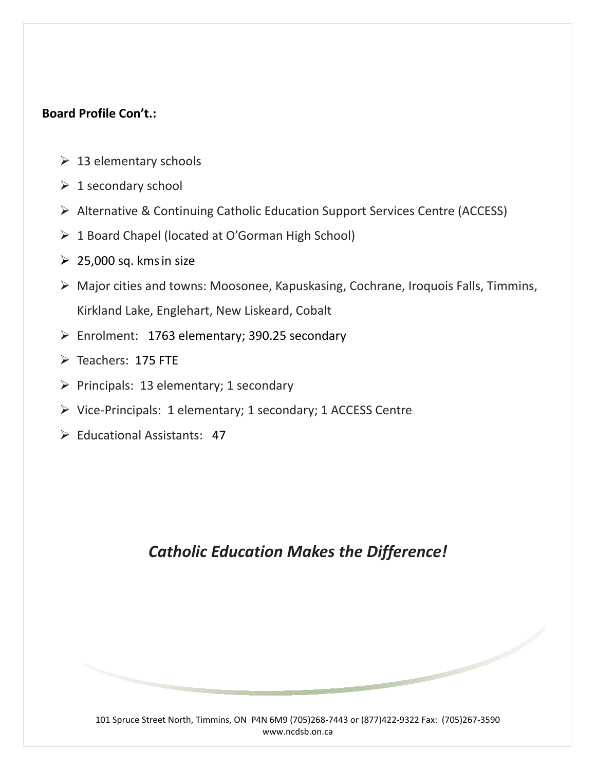**Board Profile Con't.:**

- 13 elementary schools
- 1 secondary school
- Alternative & Continuing Catholic Education Support Services Centre (ACCESS)
- 1 Board Chapel (located at O'Gorman High School)
- 25,000 sq. kms in size
- Major cities and towns: Moosonee, Kapuskasing, Cochrane, Iroquois Falls, Timmins, Kirkland Lake, Englehart, New Liskeard, Cobalt
- Enrolment: 1763 elementary; 390.25 secondary
- Teachers: 175 FTE
- Principals: 13 elementary; 1 secondary
- Vice-Principals: 1 elementary; 1 secondary; 1 ACCESS Centre
- Educational Assistants: 47

## *Catholic Education Makes the Difference!*

101 Spruce Street North, Timmins, ON P4N 6M9 (705)268-7443 or (877)422-9322 Fax: (705)267-3590
www.ncdsb.on.ca